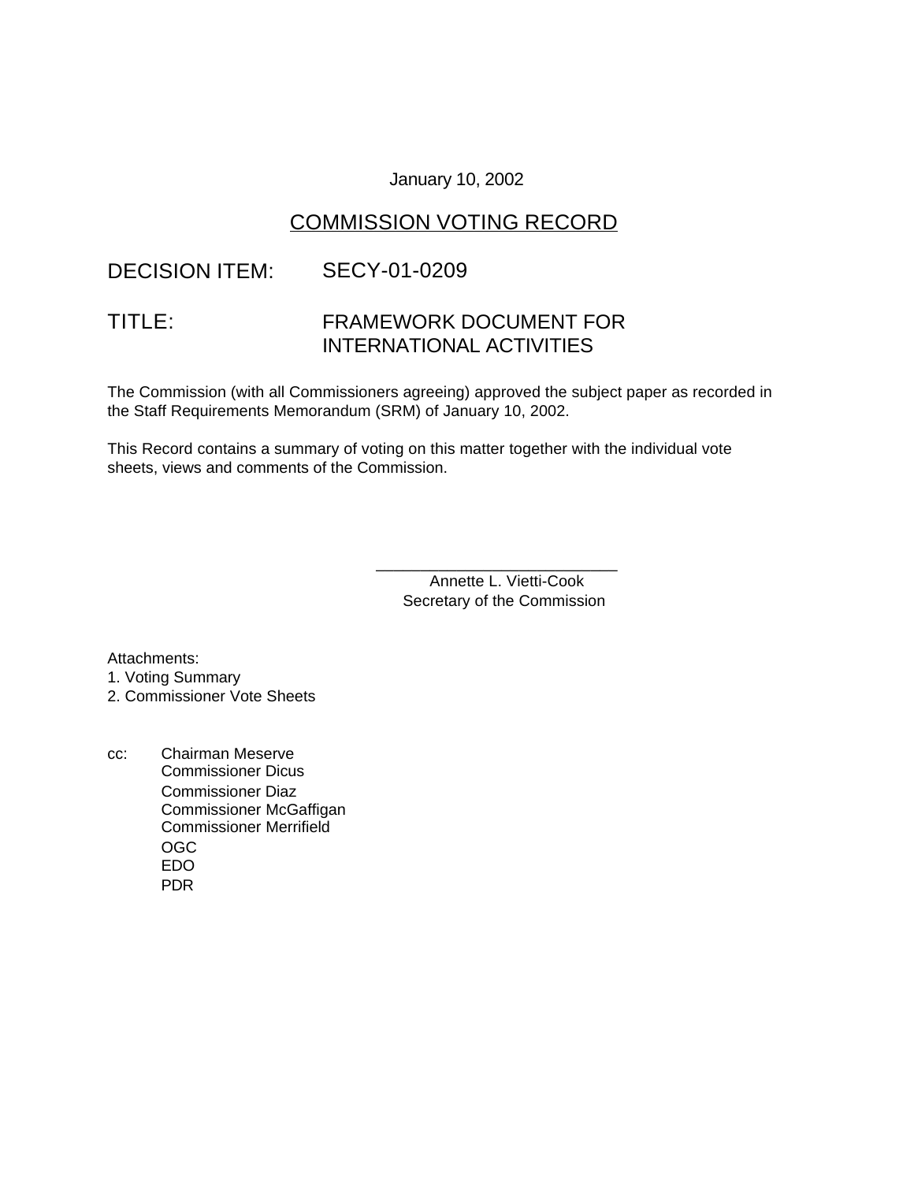January 10, 2002

# COMMISSION VOTING RECORD

DECISION ITEM: SECY-01-0209

TITLE: FRAMEWORK DOCUMENT FOR INTERNATIONAL ACTIVITIES

The Commission (with all Commissioners agreeing) approved the subject paper as recorded in the Staff Requirements Memorandum (SRM) of January 10, 2002.

This Record contains a summary of voting on this matter together with the individual vote sheets, views and comments of the Commission.

\_\_\_\_\_\_\_\_\_\_\_\_\_\_\_\_\_\_\_\_\_\_\_\_\_\_\_\_
Annette L. Vietti-Cook
Secretary of the Commission

Attachments:
1. Voting Summary
2. Commissioner Vote Sheets

cc: Chairman Meserve
Commissioner Dicus
Commissioner Diaz
Commissioner McGaffigan
Commissioner Merrifield
OGC
EDO
PDR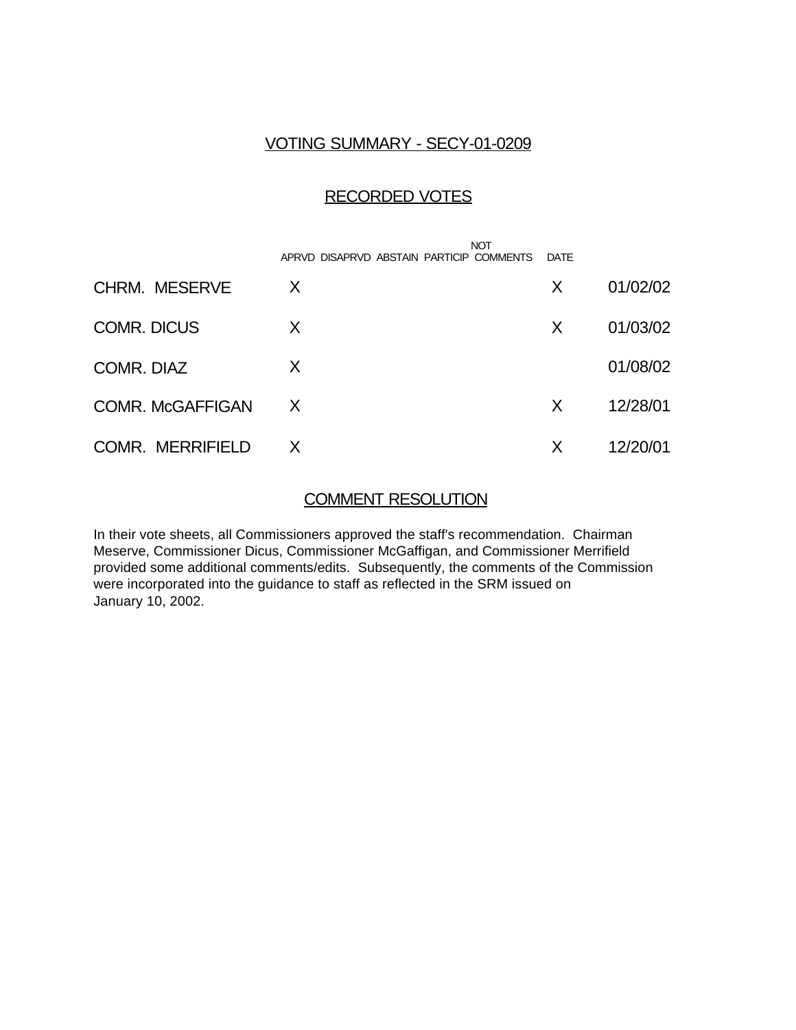## VOTING SUMMARY - SECY-01-0209

### RECORDED VOTES

| | APRVD | DISAPRVD | ABSTAIN | NOT PARTICIP | COMMENTS | DATE |
|---|---|---|---|---|---|---|
| CHRM. MESERVE | X | | | | X | 01/02/02 |
| COMR. DICUS | X | | | | X | 01/03/02 |
| COMR. DIAZ | X | | | | | 01/08/02 |
| COMR. McGAFFIGAN | X | | | | X | 12/28/01 |
| COMR. MERRIFIELD | X | | | | X | 12/20/01 |

### COMMENT RESOLUTION

In their vote sheets, all Commissioners approved the staff's recommendation. Chairman Meserve, Commissioner Dicus, Commissioner McGaffigan, and Commissioner Merrifield provided some additional comments/edits. Subsequently, the comments of the Commission were incorporated into the guidance to staff as reflected in the SRM issued on January 10, 2002.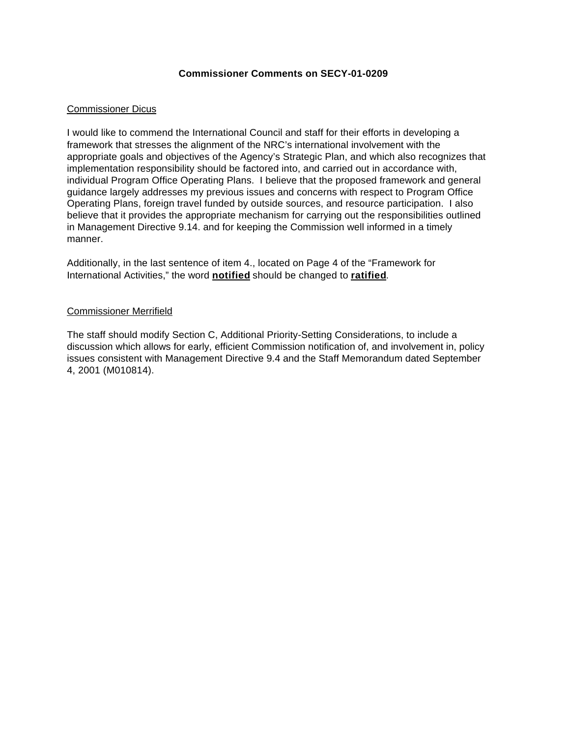**Commissioner Comments on SECY-01-0209**

Commissioner Dicus

I would like to commend the International Council and staff for their efforts in developing a framework that stresses the alignment of the NRC's international involvement with the appropriate goals and objectives of the Agency's Strategic Plan, and which also recognizes that implementation responsibility should be factored into, and carried out in accordance with, individual Program Office Operating Plans. I believe that the proposed framework and general guidance largely addresses my previous issues and concerns with respect to Program Office Operating Plans, foreign travel funded by outside sources, and resource participation. I also believe that it provides the appropriate mechanism for carrying out the responsibilities outlined in Management Directive 9.14. and for keeping the Commission well informed in a timely manner.

Additionally, in the last sentence of item 4., located on Page 4 of the "Framework for International Activities," the word **notified** should be changed to **ratified**.

Commissioner Merrifield

The staff should modify Section C, Additional Priority-Setting Considerations, to include a discussion which allows for early, efficient Commission notification of, and involvement in, policy issues consistent with Management Directive 9.4 and the Staff Memorandum dated September 4, 2001 (M010814).